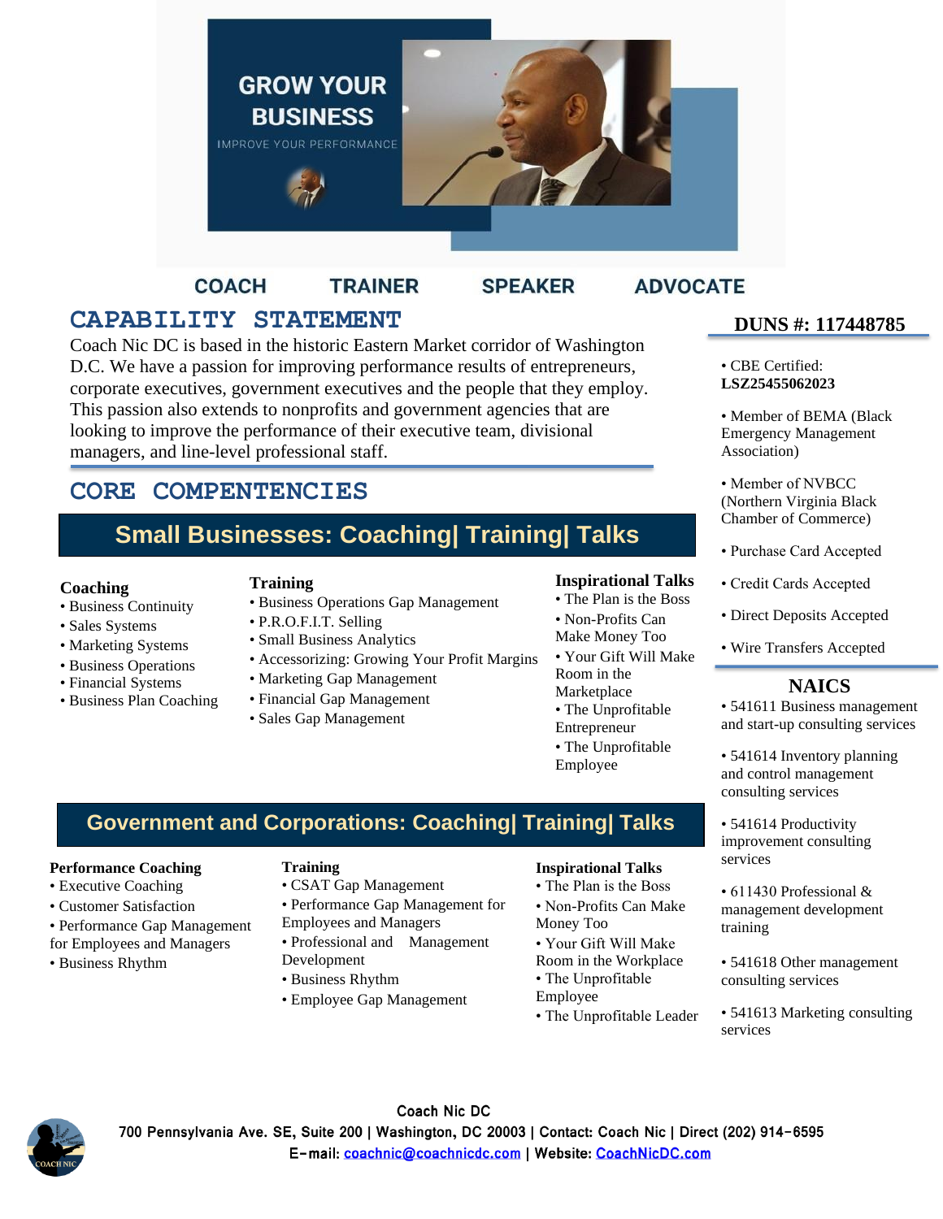GROW YOUR BUSINESS

IMPROVE YOUR PERFORMANCE

COACH TRAINER SPEAKER ADVOCATE

# CAPABILITY STATEMENT

Coach Nic DC is based in the historic Eastern Market corridor of Washington D.C. We have a passion for improving performance results of entrepreneurs, corporate executives, government executives and the people that they employ. This passion also extends to nonprofits and government agencies that are looking to improve the performance of their executive team, divisional managers, and line-level professional staff.

# CORE COMPENTENCIES

## Small Businesses: Coaching| Training| Talks

**Coaching**
- Business Continuity
- Sales Systems
- Marketing Systems
- Business Operations
- Financial Systems
- Business Plan Coaching

**Training**
- Business Operations Gap Management
- P.R.O.F.I.T. Selling
- Small Business Analytics
- Accessorizing: Growing Your Profit Margins
- Marketing Gap Management
- Financial Gap Management
- Sales Gap Management

**Inspirational Talks**
- The Plan is the Boss
- Non-Profits Can Make Money Too
- Your Gift Will Make Room in the Marketplace
- The Unprofitable Entrepreneur
- The Unprofitable Employee

## Government and Corporations: Coaching| Training| Talks

**Performance Coaching**
- Executive Coaching
- Customer Satisfaction
- Performance Gap Management for Employees and Managers
- Business Rhythm

**Training**
- CSAT Gap Management
- Performance Gap Management for Employees and Managers
- Professional and Management Development
- Business Rhythm
- Employee Gap Management

**Inspirational Talks**
- The Plan is the Boss
- Non-Profits Can Make Money Too
- Your Gift Will Make Room in the Workplace
- The Unprofitable Employee
- The Unprofitable Leader

## DUNS #: 117448785

- CBE Certified: **LSZ25455062023**
- Member of BEMA (Black Emergency Management Association)
- Member of NVBCC (Northern Virginia Black Chamber of Commerce)
- Purchase Card Accepted
- Credit Cards Accepted
- Direct Deposits Accepted
- Wire Transfers Accepted

## NAICS

- 541611 Business management and start-up consulting services
- 541614 Inventory planning and control management consulting services
- 541614 Productivity improvement consulting services
- 611430 Professional & management development training
- 541618 Other management consulting services
- 541613 Marketing consulting services

Coach Nic DC
700 Pennsylvania Ave. SE, Suite 200 | Washington, DC 20003 | Contact: Coach Nic | Direct (202) 914-6595
E-mail: coachnic@coachnicdc.com | Website: CoachNicDC.com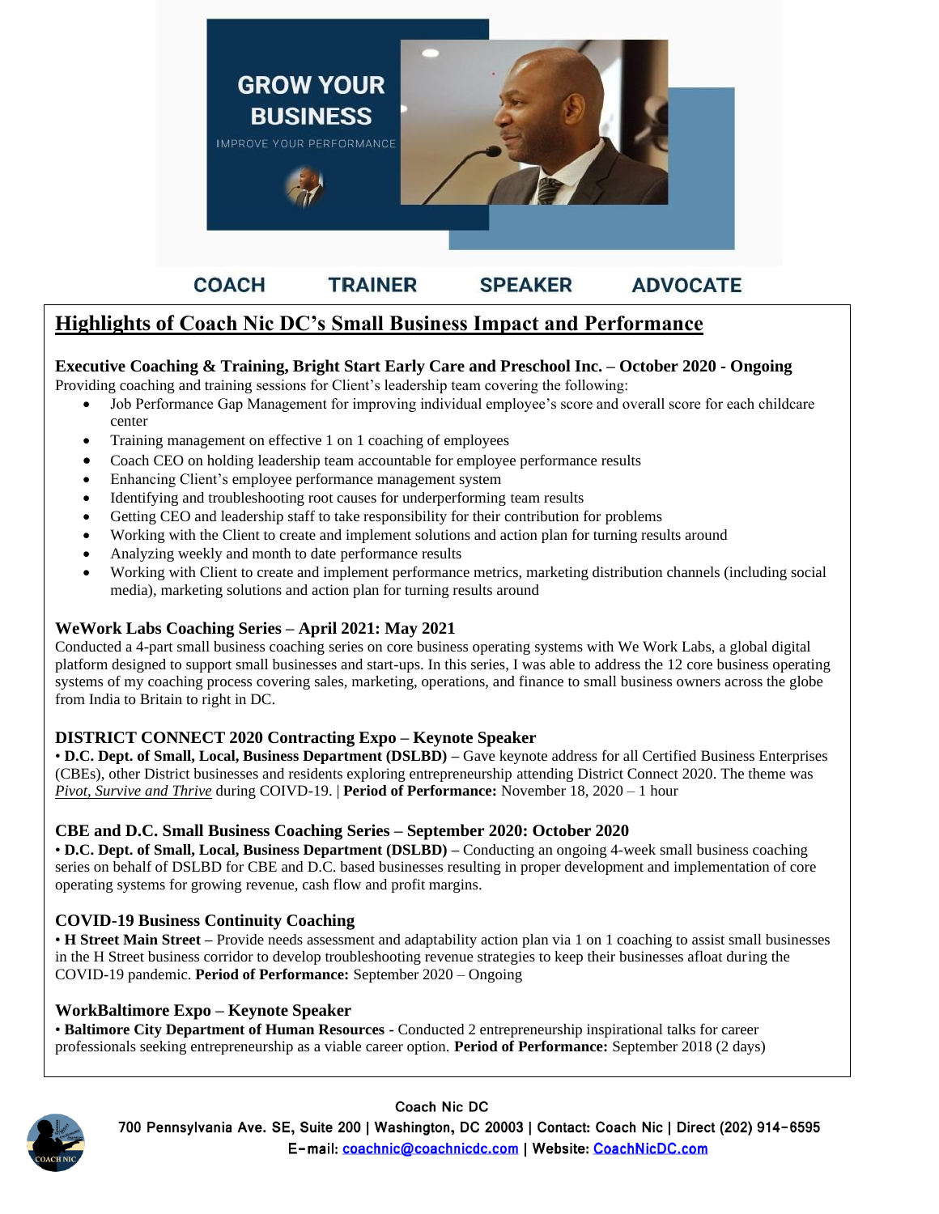GROW YOUR BUSINESS

IMPROVE YOUR PERFORMANCE

COACH TRAINER SPEAKER ADVOCATE

## Highlights of Coach Nic DC's Small Business Impact and Performance

**Executive Coaching & Training, Bright Start Early Care and Preschool Inc. – October 2020 - Ongoing**
Providing coaching and training sessions for Client's leadership team covering the following:

- Job Performance Gap Management for improving individual employee's score and overall score for each childcare center
- Training management on effective 1 on 1 coaching of employees
- Coach CEO on holding leadership team accountable for employee performance results
- Enhancing Client's employee performance management system
- Identifying and troubleshooting root causes for underperforming team results
- Getting CEO and leadership staff to take responsibility for their contribution for problems
- Working with the Client to create and implement solutions and action plan for turning results around
- Analyzing weekly and month to date performance results
- Working with Client to create and implement performance metrics, marketing distribution channels (including social media), marketing solutions and action plan for turning results around

**WeWork Labs Coaching Series – April 2021: May 2021**
Conducted a 4-part small business coaching series on core business operating systems with We Work Labs, a global digital platform designed to support small businesses and start-ups. In this series, I was able to address the 12 core business operating systems of my coaching process covering sales, marketing, operations, and finance to small business owners across the globe from India to Britain to right in DC.

**DISTRICT CONNECT 2020 Contracting Expo – Keynote Speaker**
• **D.C. Dept. of Small, Local, Business Department (DSLBD) –** Gave keynote address for all Certified Business Enterprises (CBEs), other District businesses and residents exploring entrepreneurship attending District Connect 2020. The theme was *Pivot, Survive and Thrive* during COIVD-19. | **Period of Performance:** November 18, 2020 – 1 hour

**CBE and D.C. Small Business Coaching Series – September 2020: October 2020**
• **D.C. Dept. of Small, Local, Business Department (DSLBD) –** Conducting an ongoing 4-week small business coaching series on behalf of DSLBD for CBE and D.C. based businesses resulting in proper development and implementation of core operating systems for growing revenue, cash flow and profit margins.

**COVID-19 Business Continuity Coaching**
• **H Street Main Street –** Provide needs assessment and adaptability action plan via 1 on 1 coaching to assist small businesses in the H Street business corridor to develop troubleshooting revenue strategies to keep their businesses afloat during the COVID-19 pandemic. **Period of Performance:** September 2020 – Ongoing

**WorkBaltimore Expo – Keynote Speaker**
• **Baltimore City Department of Human Resources -** Conducted 2 entrepreneurship inspirational talks for career professionals seeking entrepreneurship as a viable career option. **Period of Performance:** September 2018 (2 days)

Coach Nic DC
700 Pennsylvania Ave. SE, Suite 200 | Washington, DC 20003 | Contact: Coach Nic | Direct (202) 914-6595
E-mail: coachnic@coachnicdc.com | Website: CoachNicDC.com